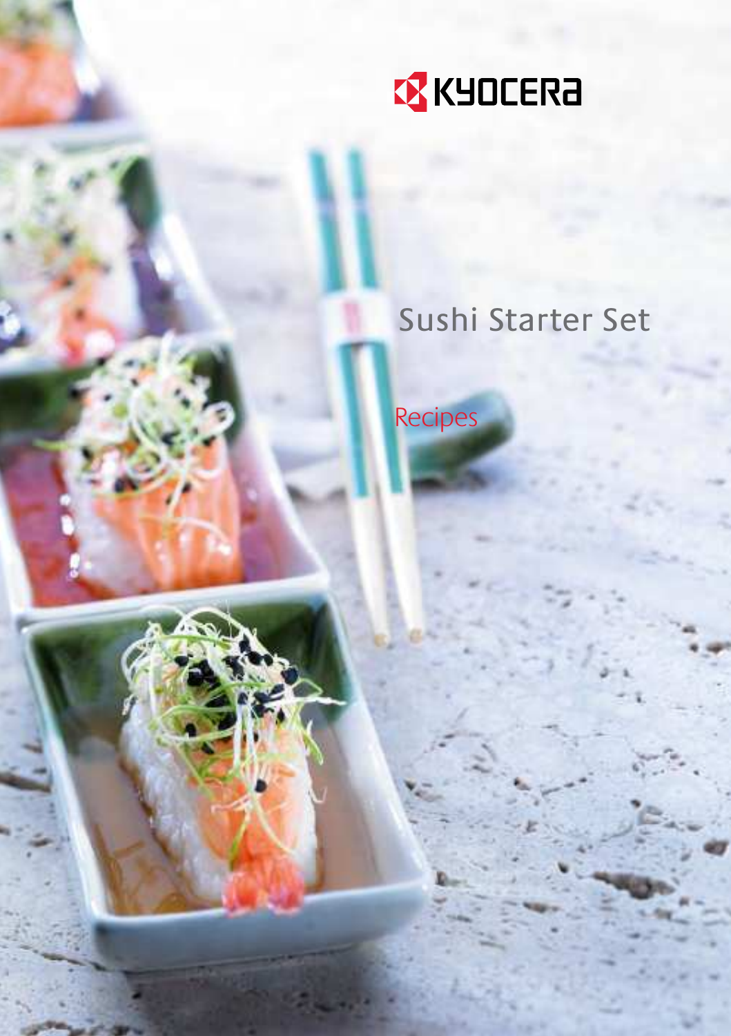KYOCERA

# Sushi Starter Set

## Recipes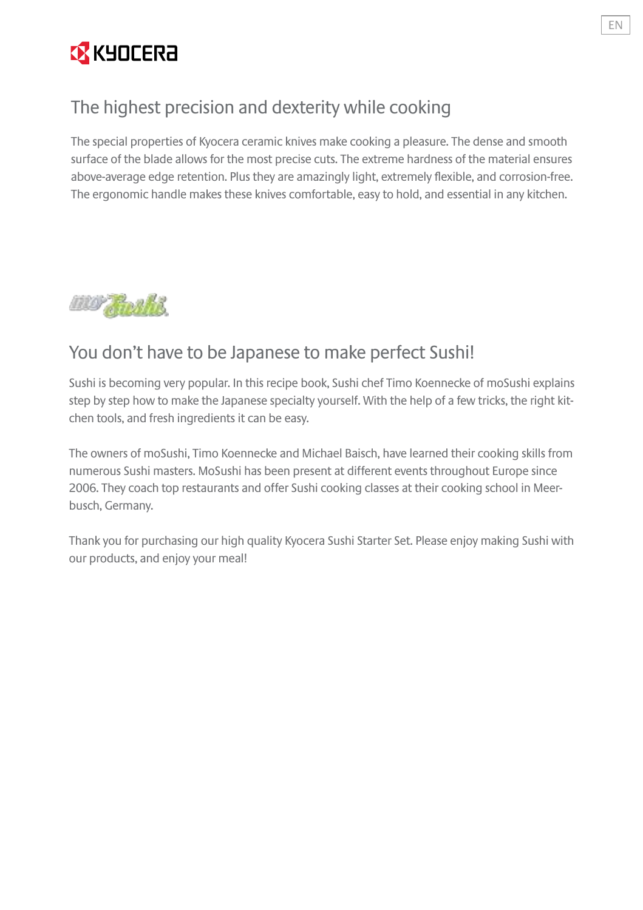## The highest precision and dexterity while cooking

The special properties of Kyocera ceramic knives make cooking a pleasure. The dense and smooth surface of the blade allows for the most precise cuts. The extreme hardness of the material ensures above-average edge retention. Plus they are amazingly light, extremely flexible, and corrosion-free. The ergonomic handle makes these knives comfortable, easy to hold, and essential in any kitchen.

## You don't have to be Japanese to make perfect Sushi!

Sushi is becoming very popular. In this recipe book, Sushi chef Timo Koennecke of moSushi explains step by step how to make the Japanese specialty yourself. With the help of a few tricks, the right kitchen tools, and fresh ingredients it can be easy.

The owners of moSushi, Timo Koennecke and Michael Baisch, have learned their cooking skills from numerous Sushi masters. MoSushi has been present at different events throughout Europe since 2006. They coach top restaurants and offer Sushi cooking classes at their cooking school in Meerbusch, Germany.

Thank you for purchasing our high quality Kyocera Sushi Starter Set. Please enjoy making Sushi with our products, and enjoy your meal!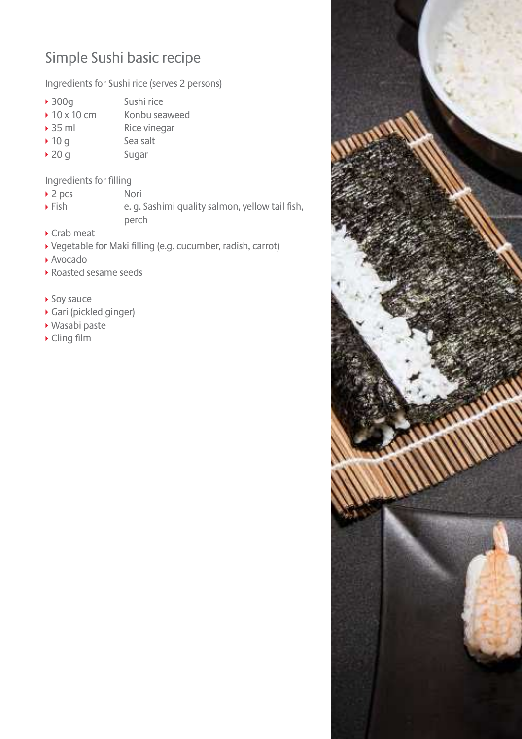# Simple Sushi basic recipe

Ingredients for Sushi rice (serves 2 persons)

- 300g Sushi rice
- 10 x 10 cm Konbu seaweed
- 35 ml Rice vinegar
- 10 g Sea salt
- 20 g Sugar

Ingredients for filling

- 2 pcs Nori
- Fish e. g. Sashimi quality salmon, yellow tail fish, perch
- Crab meat
- Vegetable for Maki filling (e.g. cucumber, radish, carrot)
- Avocado
- Roasted sesame seeds

- Soy sauce
- Gari (pickled ginger)
- Wasabi paste
- Cling film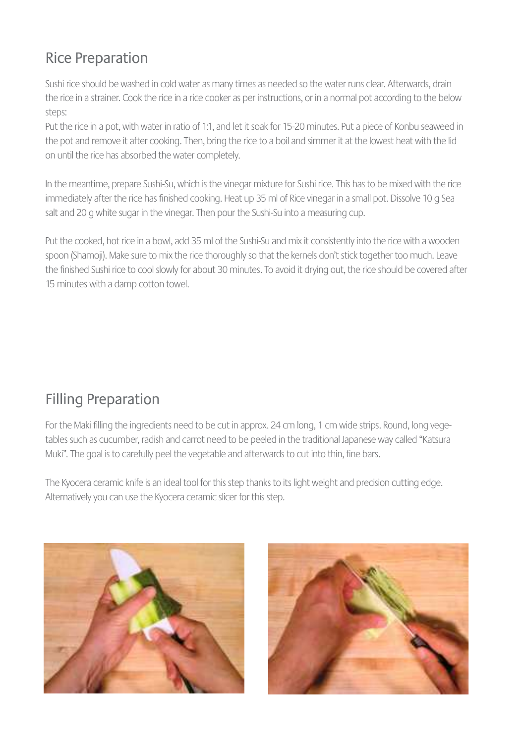## Rice Preparation

Sushi rice should be washed in cold water as many times as needed so the water runs clear. Afterwards, drain the rice in a strainer. Cook the rice in a rice cooker as per instructions, or in a normal pot according to the below steps:
Put the rice in a pot, with water in ratio of 1:1, and let it soak for 15-20 minutes. Put a piece of Konbu seaweed in the pot and remove it after cooking. Then, bring the rice to a boil and simmer it at the lowest heat with the lid on until the rice has absorbed the water completely.

In the meantime, prepare Sushi-Su, which is the vinegar mixture for Sushi rice. This has to be mixed with the rice immediately after the rice has finished cooking. Heat up 35 ml of Rice vinegar in a small pot. Dissolve 10 g Sea salt and 20 g white sugar in the vinegar. Then pour the Sushi-Su into a measuring cup.

Put the cooked, hot rice in a bowl, add 35 ml of the Sushi-Su and mix it consistently into the rice with a wooden spoon (Shamoji). Make sure to mix the rice thoroughly so that the kernels don't stick together too much. Leave the finished Sushi rice to cool slowly for about 30 minutes. To avoid it drying out, the rice should be covered after 15 minutes with a damp cotton towel.

## Filling Preparation

For the Maki filling the ingredients need to be cut in approx. 24 cm long, 1 cm wide strips. Round, long vegetables such as cucumber, radish and carrot need to be peeled in the traditional Japanese way called "Katsura Muki". The goal is to carefully peel the vegetable and afterwards to cut into thin, fine bars.

The Kyocera ceramic knife is an ideal tool for this step thanks to its light weight and precision cutting edge. Alternatively you can use the Kyocera ceramic slicer for this step.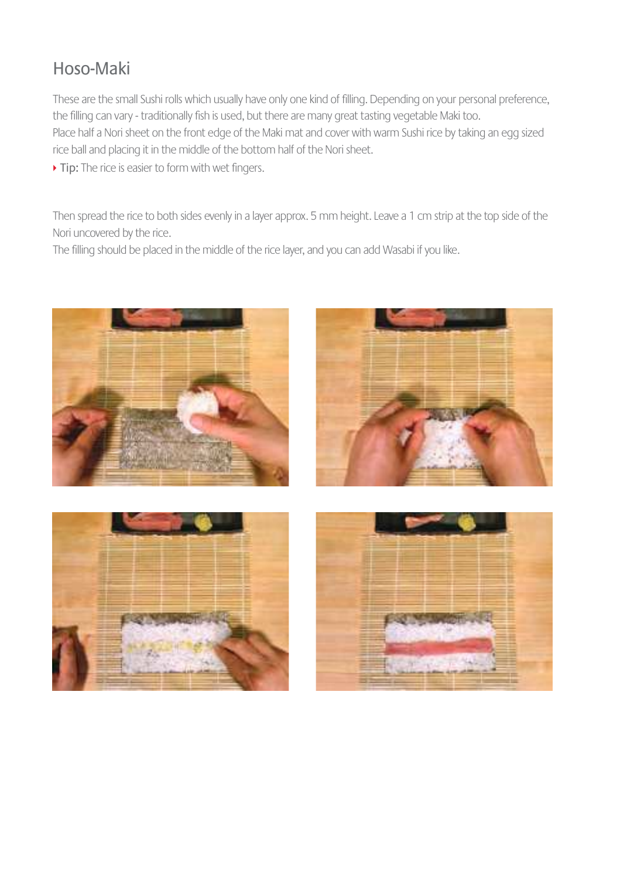## Hoso-Maki

These are the small Sushi rolls which usually have only one kind of filling. Depending on your personal preference, the filling can vary - traditionally fish is used, but there are many great tasting vegetable Maki too.
Place half a Nori sheet on the front edge of the Maki mat and cover with warm Sushi rice by taking an egg sized rice ball and placing it in the middle of the bottom half of the Nori sheet.

- Tip: The rice is easier to form with wet fingers.

Then spread the rice to both sides evenly in a layer approx. 5 mm height. Leave a 1 cm strip at the top side of the Nori uncovered by the rice.
The filling should be placed in the middle of the rice layer, and you can add Wasabi if you like.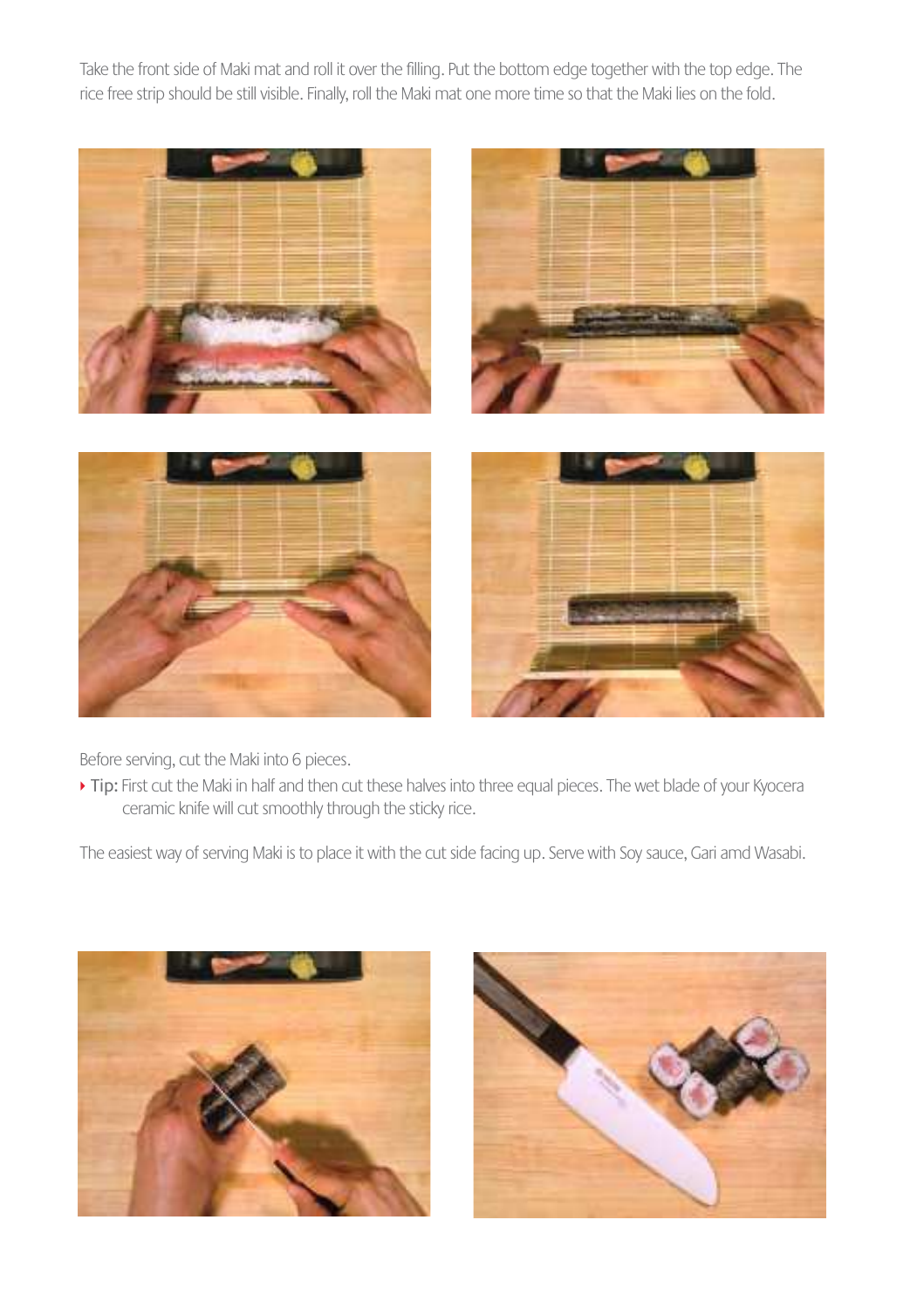Take the front side of Maki mat and roll it over the filling. Put the bottom edge together with the top edge. The rice free strip should be still visible. Finally, roll the Maki mat one more time so that the Maki lies on the fold.

Before serving, cut the Maki into 6 pieces.

- **Tip:** First cut the Maki in half and then cut these halves into three equal pieces. The wet blade of your Kyocera ceramic knife will cut smoothly through the sticky rice.

The easiest way of serving Maki is to place it with the cut side facing up. Serve with Soy sauce, Gari amd Wasabi.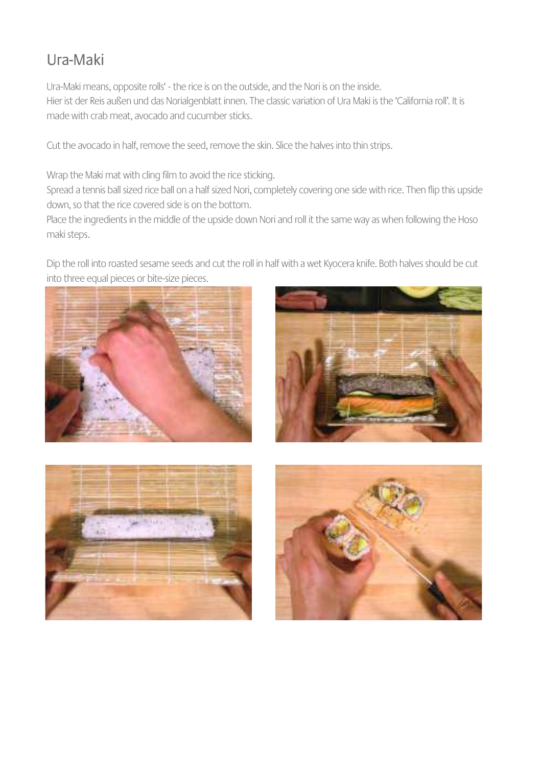# Ura-Maki

Ura-Maki means, opposite rolls' - the rice is on the outside, and the Nori is on the inside.
Hier ist der Reis außen und das Norialgenblatt innen. The classic variation of Ura Maki is the 'California roll'. It is made with crab meat, avocado and cucumber sticks.

Cut the avocado in half, remove the seed, remove the skin. Slice the halves into thin strips.

Wrap the Maki mat with cling film to avoid the rice sticking.
Spread a tennis ball sized rice ball on a half sized Nori, completely covering one side with rice. Then flip this upside down, so that the rice covered side is on the bottom.
Place the ingredients in the middle of the upside down Nori and roll it the same way as when following the Hoso maki steps.

Dip the roll into roasted sesame seeds and cut the roll in half with a wet Kyocera knife. Both halves should be cut into three equal pieces or bite-size pieces.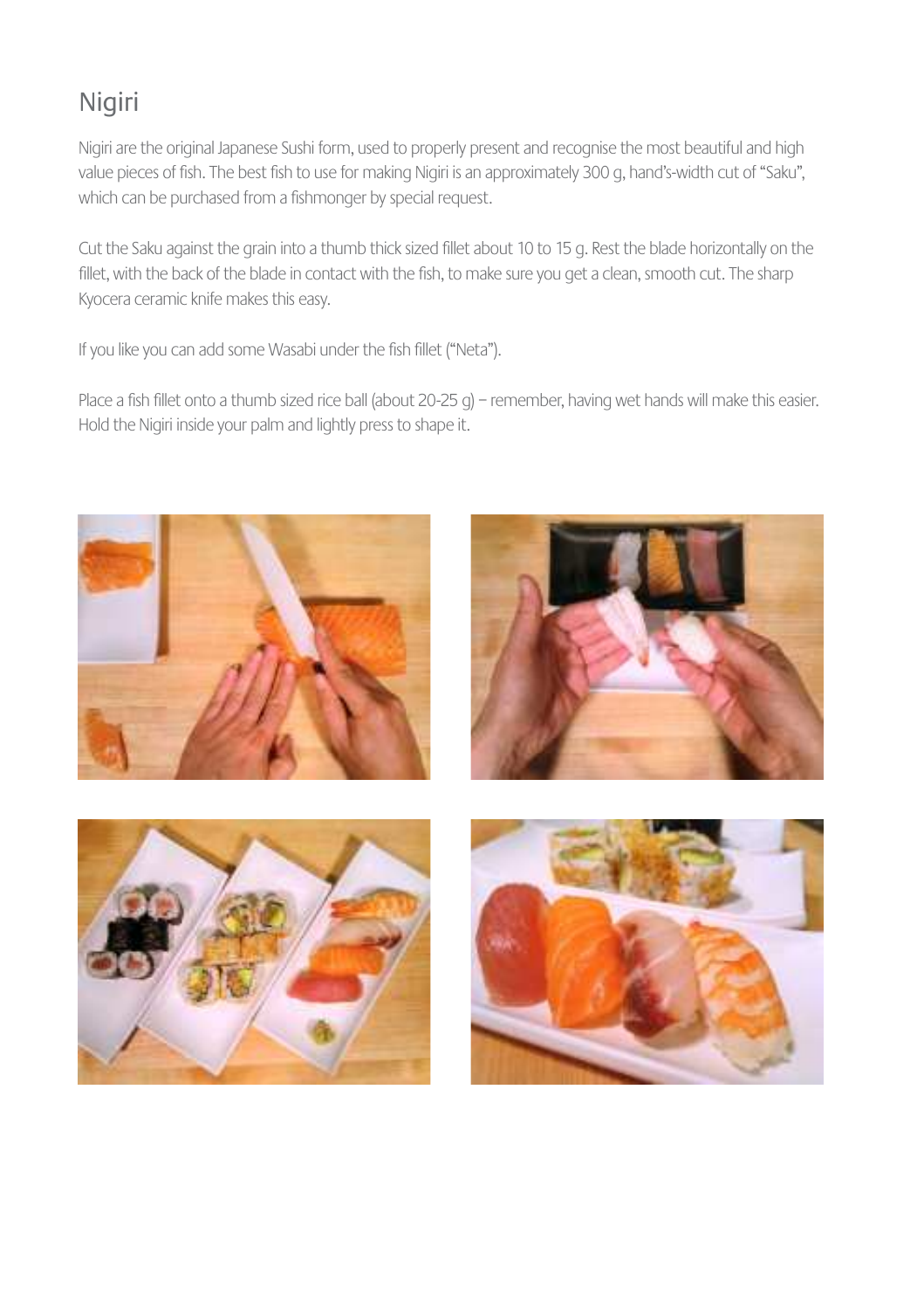# Nigiri

Nigiri are the original Japanese Sushi form, used to properly present and recognise the most beautiful and high value pieces of fish. The best fish to use for making Nigiri is an approximately 300 g, hand's-width cut of "Saku", which can be purchased from a fishmonger by special request.

Cut the Saku against the grain into a thumb thick sized fillet about 10 to 15 g. Rest the blade horizontally on the fillet, with the back of the blade in contact with the fish, to make sure you get a clean, smooth cut. The sharp Kyocera ceramic knife makes this easy.

If you like you can add some Wasabi under the fish fillet ("Neta").

Place a fish fillet onto a thumb sized rice ball (about 20-25 g) – remember, having wet hands will make this easier. Hold the Nigiri inside your palm and lightly press to shape it.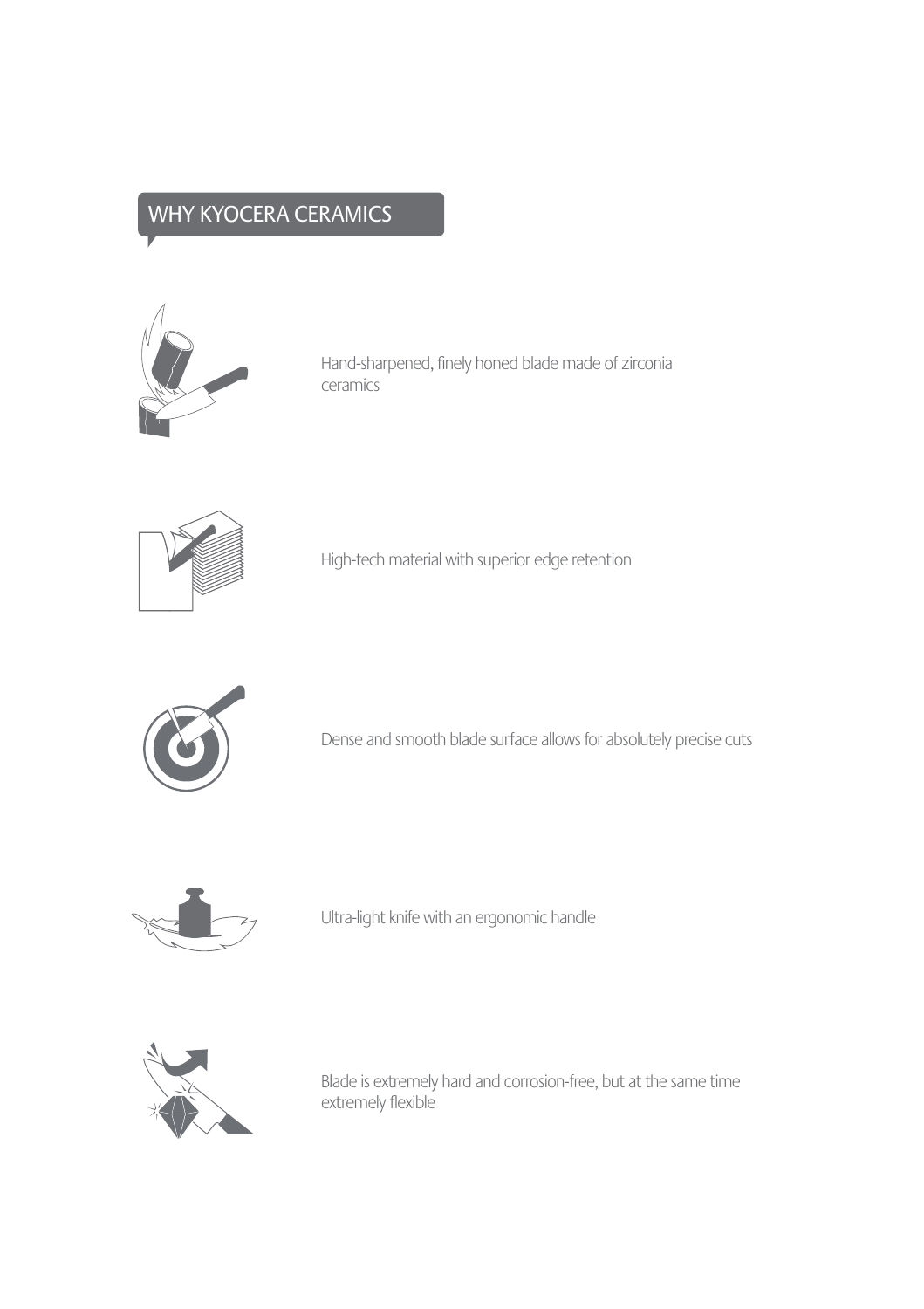## WHY KYOCERA CERAMICS

Hand-sharpened, finely honed blade made of zirconia ceramics

High-tech material with superior edge retention

Dense and smooth blade surface allows for absolutely precise cuts

Ultra-light knife with an ergonomic handle

Blade is extremely hard and corrosion-free, but at the same time extremely flexible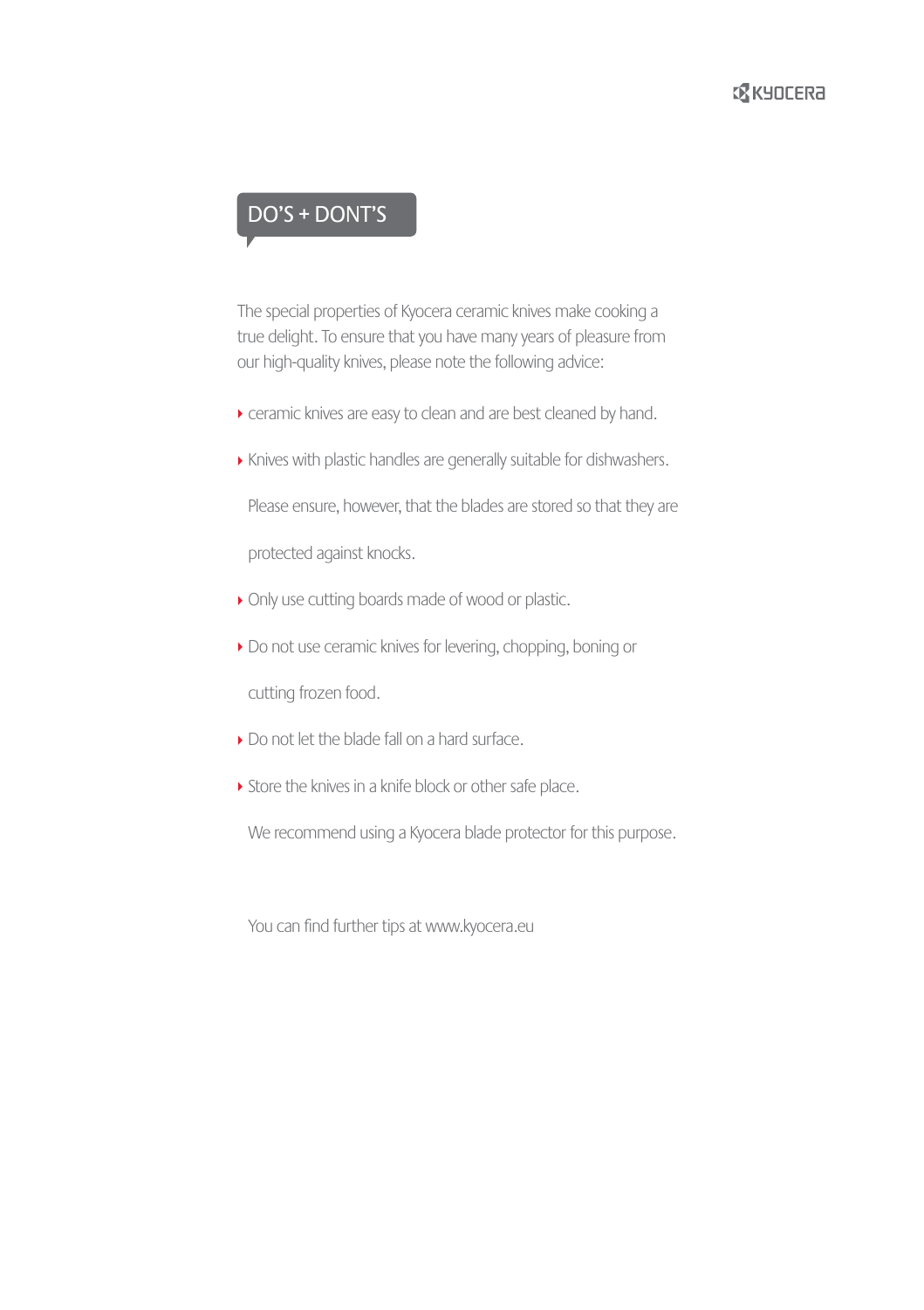## DO'S + DONT'S

The special properties of Kyocera ceramic knives make cooking a true delight. To ensure that you have many years of pleasure from our high-quality knives, please note the following advice:

- ceramic knives are easy to clean and are best cleaned by hand.
- Knives with plastic handles are generally suitable for dishwashers. Please ensure, however, that the blades are stored so that they are protected against knocks.
- Only use cutting boards made of wood or plastic.
- Do not use ceramic knives for levering, chopping, boning or cutting frozen food.
- Do not let the blade fall on a hard surface.
- Store the knives in a knife block or other safe place. We recommend using a Kyocera blade protector for this purpose.

You can find further tips at www.kyocera.eu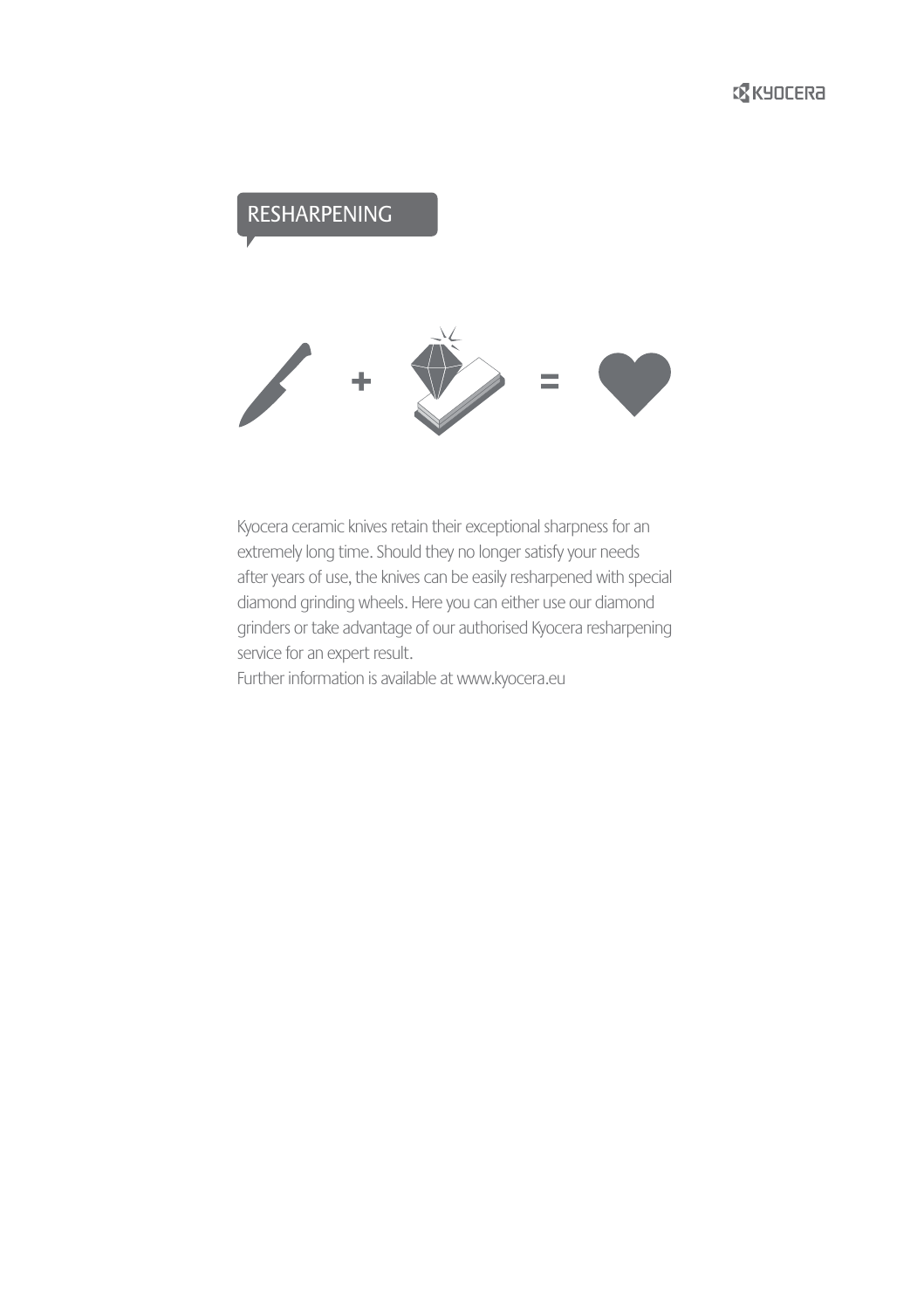## RESHARPENING

Kyocera ceramic knives retain their exceptional sharpness for an extremely long time. Should they no longer satisfy your needs after years of use, the knives can be easily resharpened with special diamond grinding wheels. Here you can either use our diamond grinders or take advantage of our authorised Kyocera resharpening service for an expert result.
Further information is available at www.kyocera.eu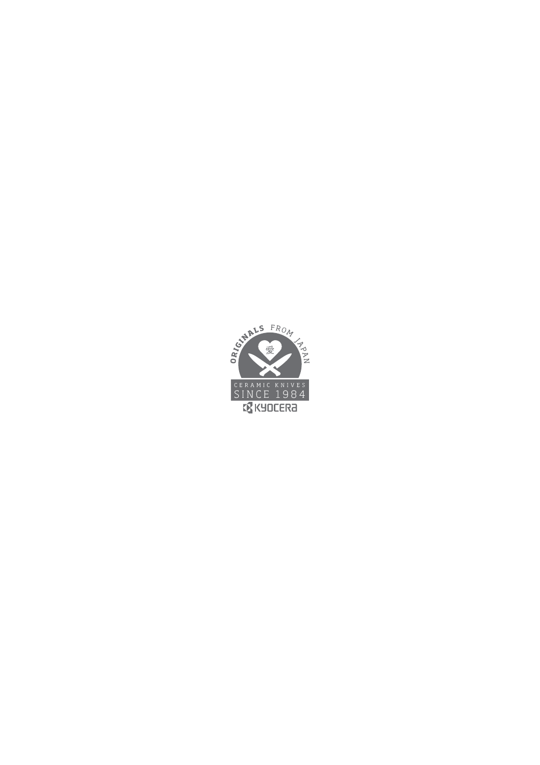ORIGINALS FROM JAPAN

愛

CERAMIC KNIVES
SINCE 1984

KYOCERA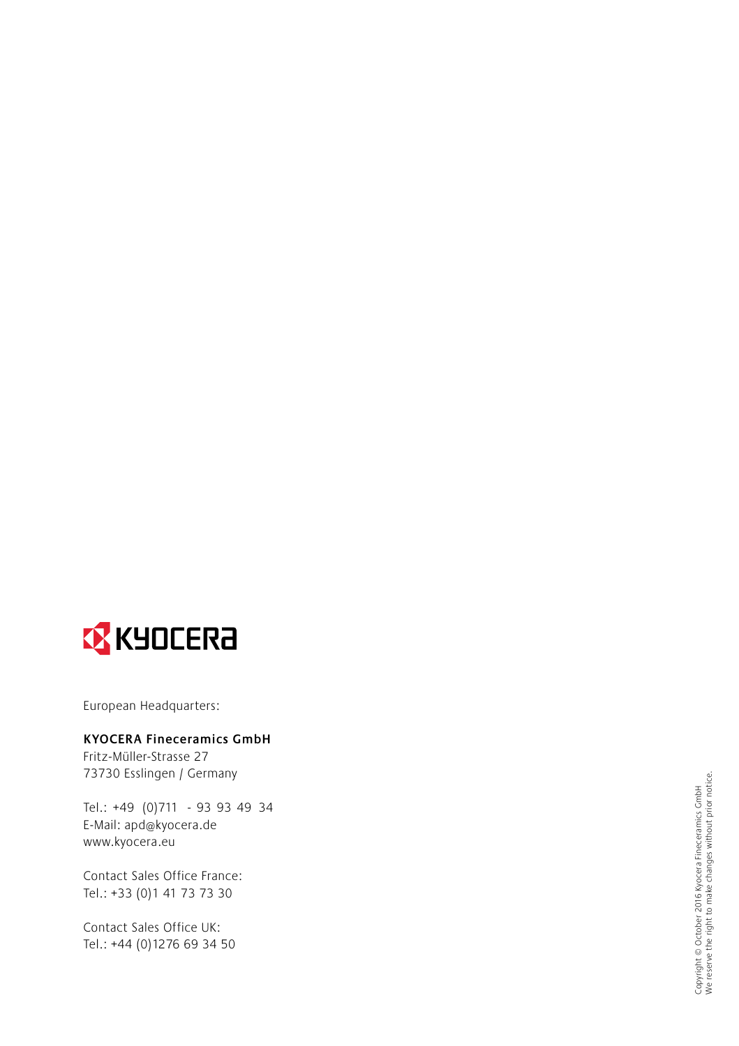European Headquarters:

**KYOCERA Fineceramics GmbH**
Fritz-Müller-Strasse 27
73730 Esslingen / Germany

Tel.: +49 (0)711 - 93 93 49 34
E-Mail: apd@kyocera.de
www.kyocera.eu

Contact Sales Office France:
Tel.: +33 (0)1 41 73 73 30

Contact Sales Office UK:
Tel.: +44 (0)1276 69 34 50

Copyright © October 2016 Kyocera Fineceramics GmbH
We reserve the right to make changes without prior notice.